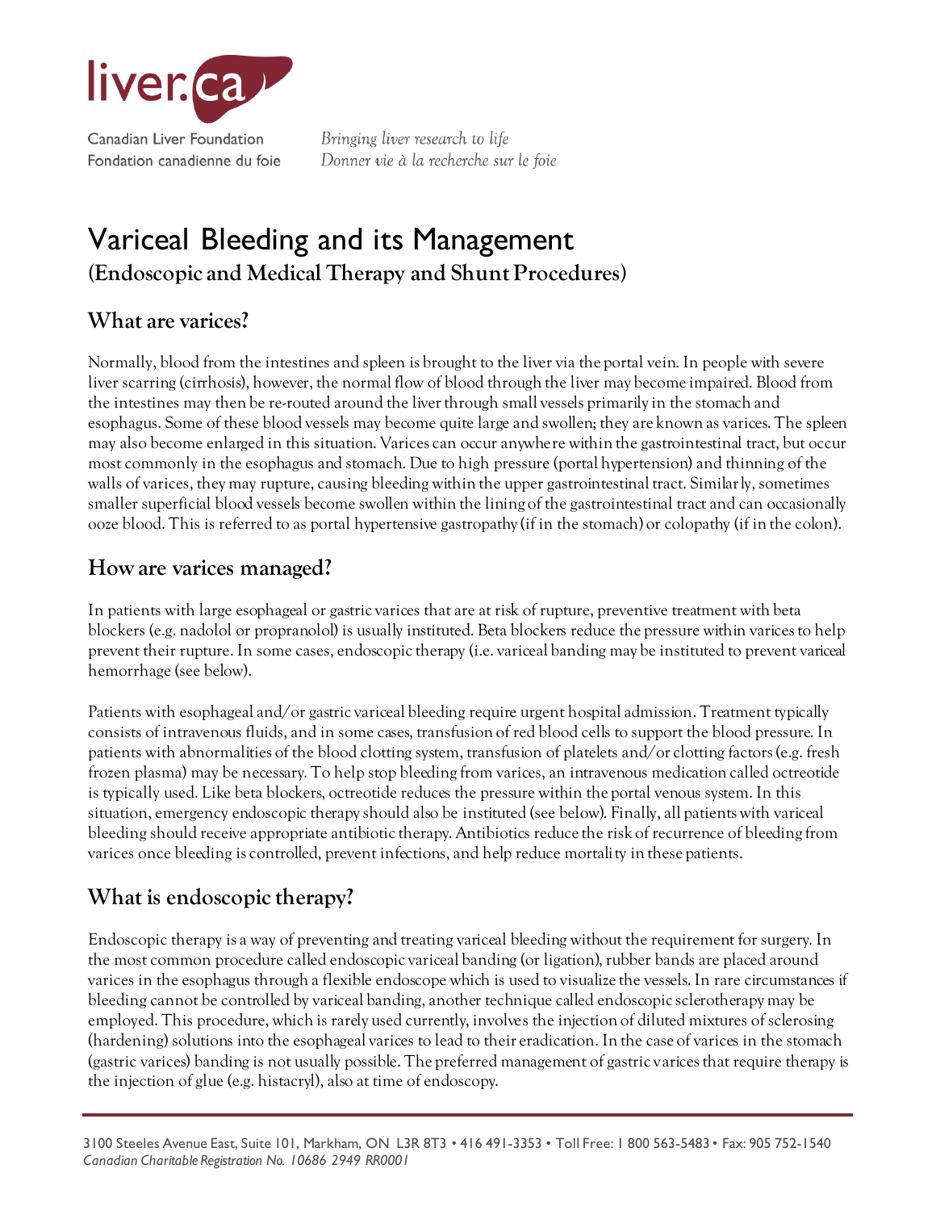liver.ca

Canadian Liver Foundation
Fondation canadienne du foie

*Bringing liver research to life*
*Donner vie à la recherche sur le foie*

# Variceal Bleeding and its Management

**(Endoscopic and Medical Therapy and Shunt Procedures)**

## What are varices?

Normally, blood from the intestines and spleen is brought to the liver via the portal vein. In people with severe liver scarring (cirrhosis), however, the normal flow of blood through the liver may become impaired. Blood from the intestines may then be re-routed around the liver through small vessels primarily in the stomach and esophagus. Some of these blood vessels may become quite large and swollen; they are known as varices. The spleen may also become enlarged in this situation. Varices can occur anywhere within the gastrointestinal tract, but occur most commonly in the esophagus and stomach. Due to high pressure (portal hypertension) and thinning of the walls of varices, they may rupture, causing bleeding within the upper gastrointestinal tract. Similarly, sometimes smaller superficial blood vessels become swollen within the lining of the gastrointestinal tract and can occasionally ooze blood. This is referred to as portal hypertensive gastropathy (if in the stomach) or colopathy (if in the colon).

## How are varices managed?

In patients with large esophageal or gastric varices that are at risk of rupture, preventive treatment with beta blockers (e.g. nadolol or propranolol) is usually instituted. Beta blockers reduce the pressure within varices to help prevent their rupture. In some cases, endoscopic therapy (i.e. variceal banding may be instituted to prevent variceal hemorrhage (see below).

Patients with esophageal and/or gastric variceal bleeding require urgent hospital admission. Treatment typically consists of intravenous fluids, and in some cases, transfusion of red blood cells to support the blood pressure. In patients with abnormalities of the blood clotting system, transfusion of platelets and/or clotting factors (e.g. fresh frozen plasma) may be necessary. To help stop bleeding from varices, an intravenous medication called octreotide is typically used. Like beta blockers, octreotide reduces the pressure within the portal venous system. In this situation, emergency endoscopic therapy should also be instituted (see below). Finally, all patients with variceal bleeding should receive appropriate antibiotic therapy. Antibiotics reduce the risk of recurrence of bleeding from varices once bleeding is controlled, prevent infections, and help reduce mortality in these patients.

## What is endoscopic therapy?

Endoscopic therapy is a way of preventing and treating variceal bleeding without the requirement for surgery. In the most common procedure called endoscopic variceal banding (or ligation), rubber bands are placed around varices in the esophagus through a flexible endoscope which is used to visualize the vessels. In rare circumstances if bleeding cannot be controlled by variceal banding, another technique called endoscopic sclerotherapy may be employed. This procedure, which is rarely used currently, involves the injection of diluted mixtures of sclerosing (hardening) solutions into the esophageal varices to lead to their eradication. In the case of varices in the stomach (gastric varices) banding is not usually possible. The preferred management of gastric varices that require therapy is the injection of glue (e.g. histacryl), also at time of endoscopy.

3100 Steeles Avenue East, Suite 101, Markham, ON L3R 8T3 • 416 491-3353 • Toll Free: 1 800 563-5483 • Fax: 905 752-1540
*Canadian Charitable Registration No. 10686 2949 RR0001*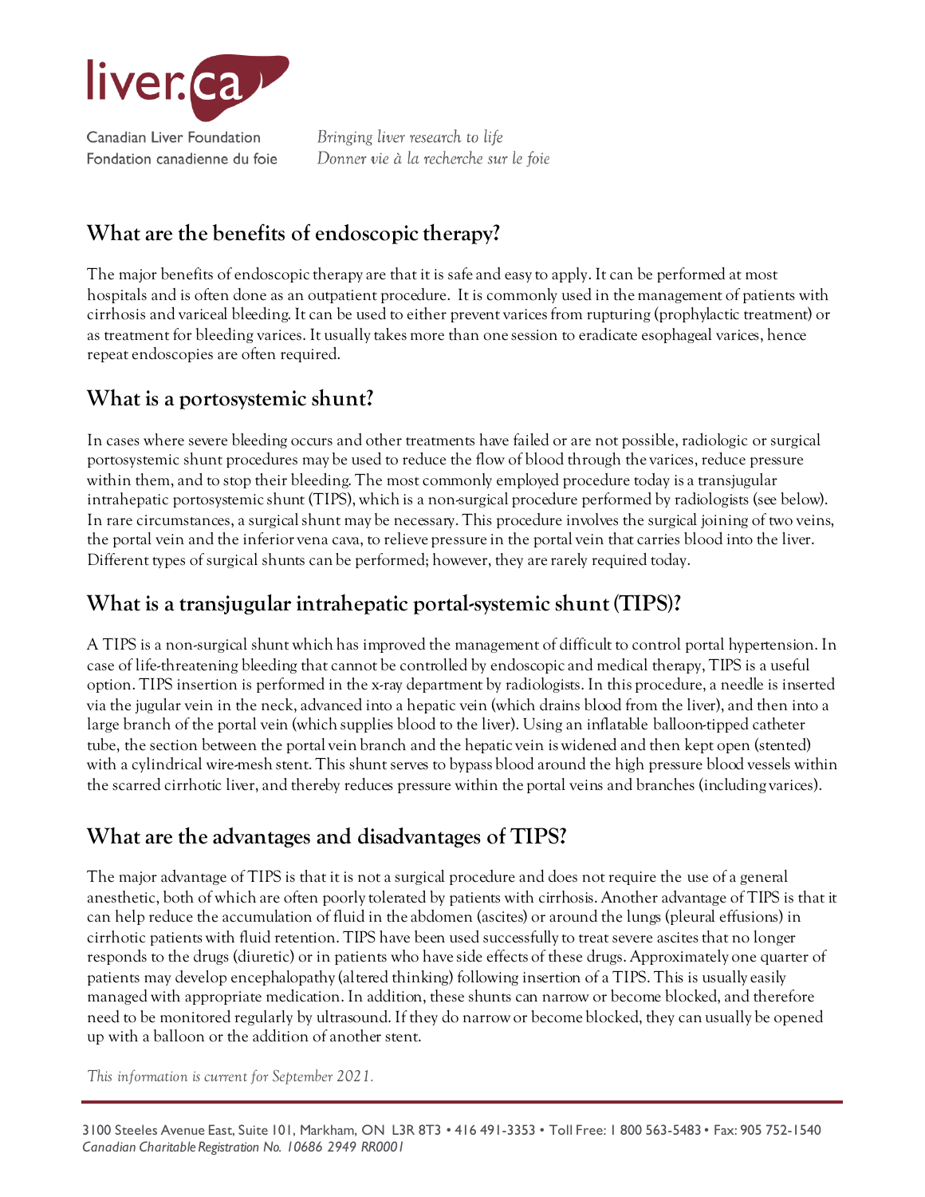## What are the benefits of endoscopic therapy?

The major benefits of endoscopic therapy are that it is safe and easy to apply. It can be performed at most hospitals and is often done as an outpatient procedure. It is commonly used in the management of patients with cirrhosis and variceal bleeding. It can be used to either prevent varices from rupturing (prophylactic treatment) or as treatment for bleeding varices. It usually takes more than one session to eradicate esophageal varices, hence repeat endoscopies are often required.

## What is a portosystemic shunt?

In cases where severe bleeding occurs and other treatments have failed or are not possible, radiologic or surgical portosystemic shunt procedures may be used to reduce the flow of blood through the varices, reduce pressure within them, and to stop their bleeding. The most commonly employed procedure today is a transjugular intrahepatic portosystemic shunt (TIPS), which is a non-surgical procedure performed by radiologists (see below). In rare circumstances, a surgical shunt may be necessary. This procedure involves the surgical joining of two veins, the portal vein and the inferior vena cava, to relieve pressure in the portal vein that carries blood into the liver. Different types of surgical shunts can be performed; however, they are rarely required today.

## What is a transjugular intrahepatic portal-systemic shunt (TIPS)?

A TIPS is a non-surgical shunt which has improved the management of difficult to control portal hypertension. In case of life-threatening bleeding that cannot be controlled by endoscopic and medical therapy, TIPS is a useful option. TIPS insertion is performed in the x-ray department by radiologists. In this procedure, a needle is inserted via the jugular vein in the neck, advanced into a hepatic vein (which drains blood from the liver), and then into a large branch of the portal vein (which supplies blood to the liver). Using an inflatable balloon-tipped catheter tube, the section between the portal vein branch and the hepatic vein is widened and then kept open (stented) with a cylindrical wire-mesh stent. This shunt serves to bypass blood around the high pressure blood vessels within the scarred cirrhotic liver, and thereby reduces pressure within the portal veins and branches (including varices).

## What are the advantages and disadvantages of TIPS?

The major advantage of TIPS is that it is not a surgical procedure and does not require the use of a general anesthetic, both of which are often poorly tolerated by patients with cirrhosis. Another advantage of TIPS is that it can help reduce the accumulation of fluid in the abdomen (ascites) or around the lungs (pleural effusions) in cirrhotic patients with fluid retention. TIPS have been used successfully to treat severe ascites that no longer responds to the drugs (diuretic) or in patients who have side effects of these drugs. Approximately one quarter of patients may develop encephalopathy (altered thinking) following insertion of a TIPS. This is usually easily managed with appropriate medication. In addition, these shunts can narrow or become blocked, and therefore need to be monitored regularly by ultrasound. If they do narrow or become blocked, they can usually be opened up with a balloon or the addition of another stent.

*This information is current for September 2021.*